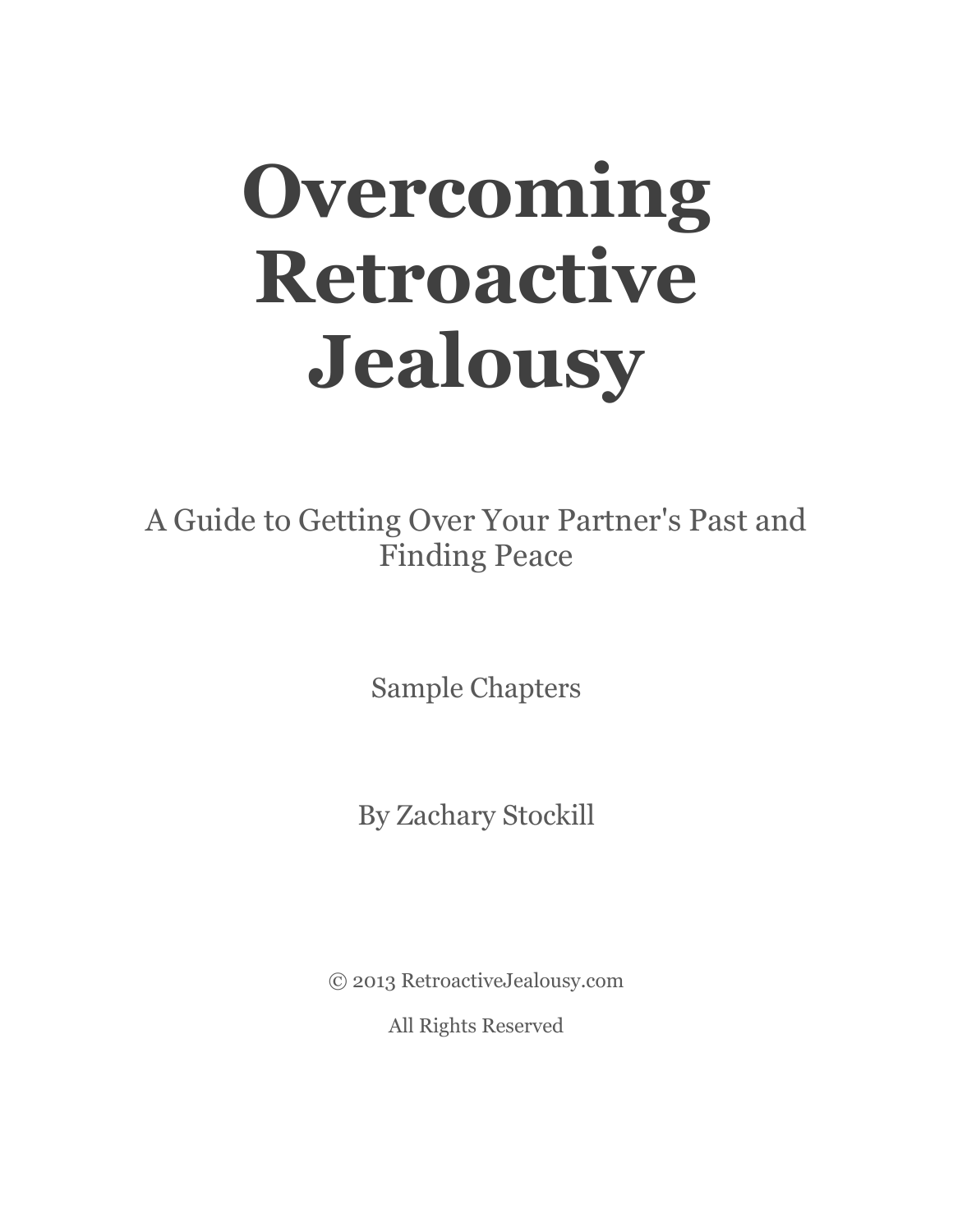# Overcoming Retroactive Jealousy

A Guide to Getting Over Your Partner's Past and Finding Peace

Sample Chapters

By Zachary Stockill

© 2013 RetroactiveJealousy.com

All Rights Reserved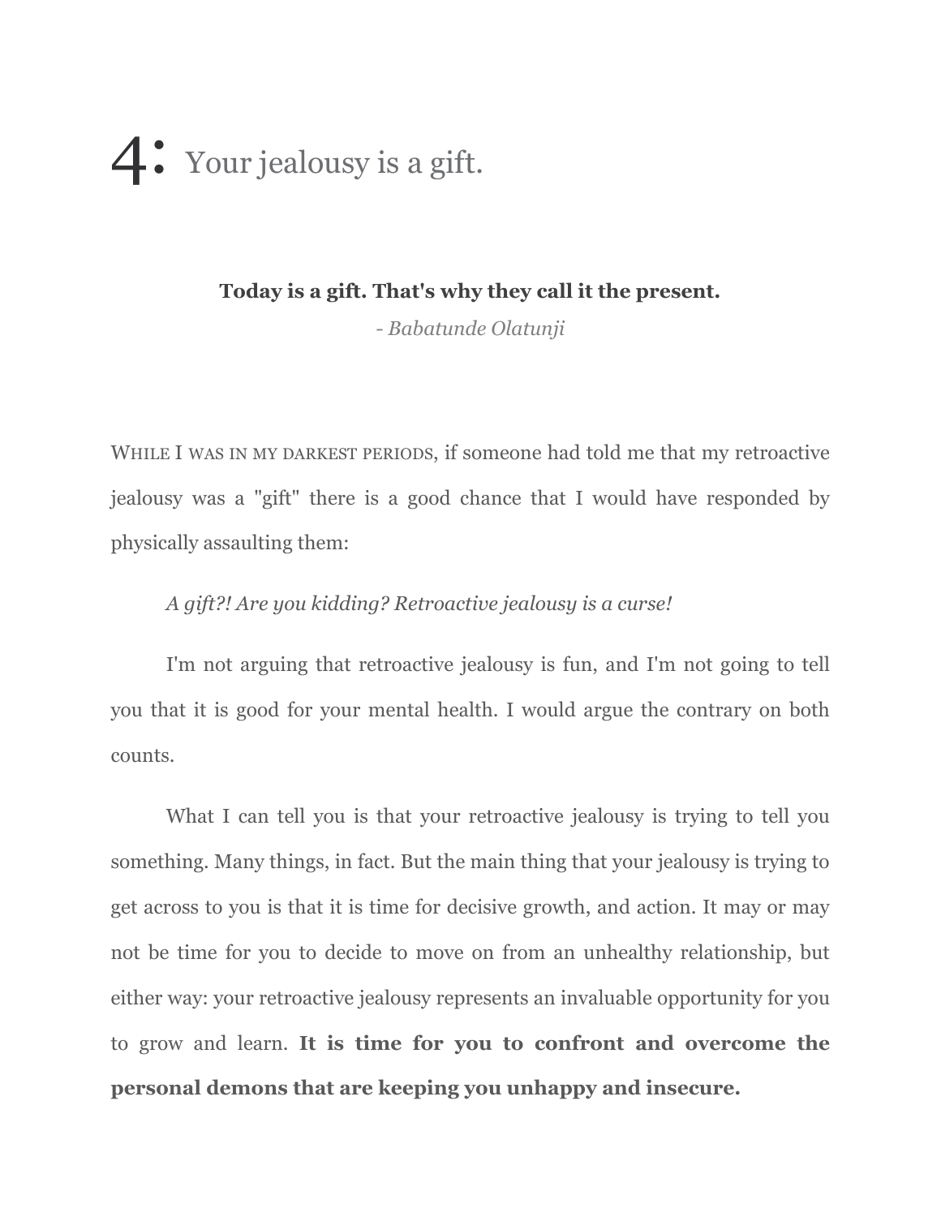# 4: Your jealousy is a gift.

**Today is a gift. That's why they call it the present.**

*- Babatunde Olatunji*

WHILE I WAS IN MY DARKEST PERIODS, if someone had told me that my retroactive jealousy was a "gift" there is a good chance that I would have responded by physically assaulting them:

*A gift?! Are you kidding? Retroactive jealousy is a curse!*

I'm not arguing that retroactive jealousy is fun, and I'm not going to tell you that it is good for your mental health. I would argue the contrary on both counts.

What I can tell you is that your retroactive jealousy is trying to tell you something. Many things, in fact. But the main thing that your jealousy is trying to get across to you is that it is time for decisive growth, and action. It may or may not be time for you to decide to move on from an unhealthy relationship, but either way: your retroactive jealousy represents an invaluable opportunity for you to grow and learn. **It is time for you to confront and overcome the personal demons that are keeping you unhappy and insecure.**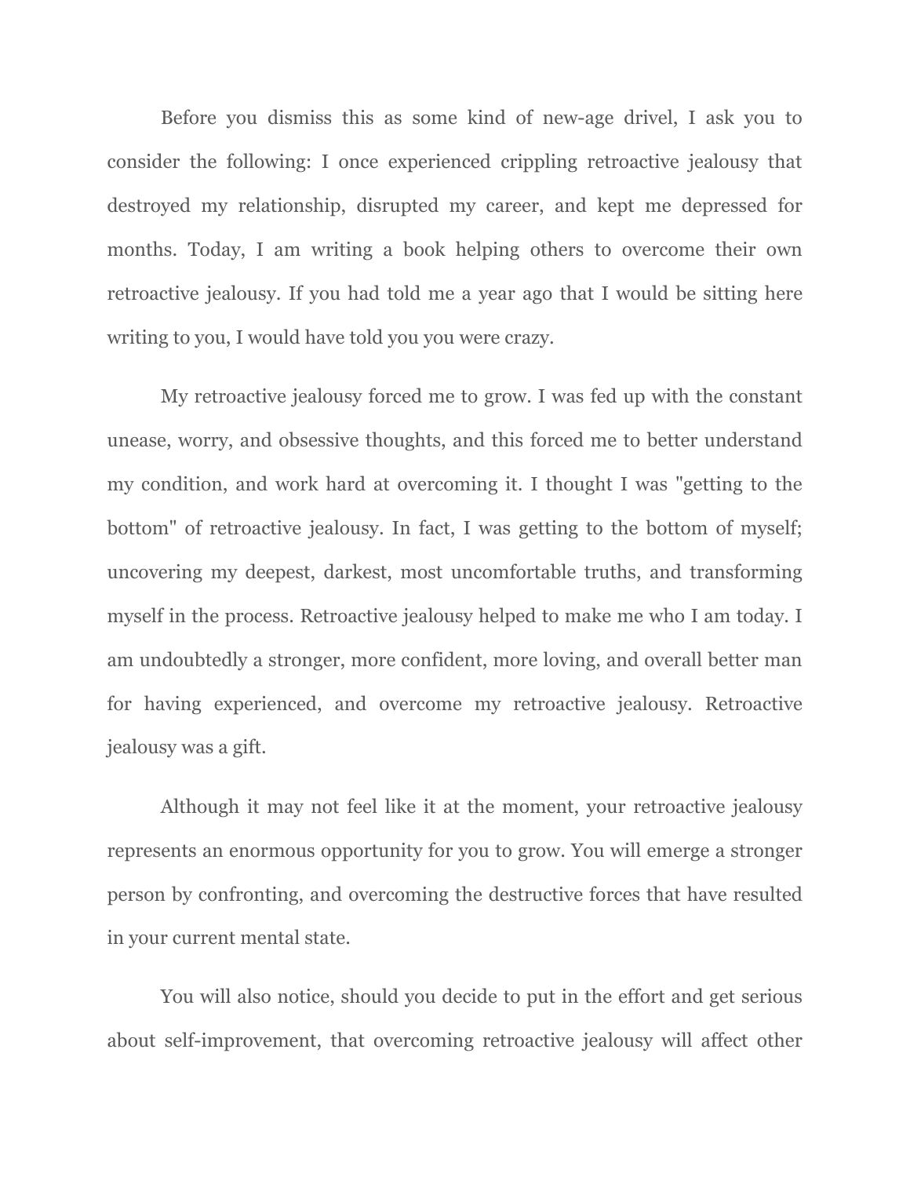Before you dismiss this as some kind of new-age drivel, I ask you to consider the following: I once experienced crippling retroactive jealousy that destroyed my relationship, disrupted my career, and kept me depressed for months. Today, I am writing a book helping others to overcome their own retroactive jealousy. If you had told me a year ago that I would be sitting here writing to you, I would have told you you were crazy.

My retroactive jealousy forced me to grow. I was fed up with the constant unease, worry, and obsessive thoughts, and this forced me to better understand my condition, and work hard at overcoming it. I thought I was "getting to the bottom" of retroactive jealousy. In fact, I was getting to the bottom of myself; uncovering my deepest, darkest, most uncomfortable truths, and transforming myself in the process. Retroactive jealousy helped to make me who I am today. I am undoubtedly a stronger, more confident, more loving, and overall better man for having experienced, and overcome my retroactive jealousy. Retroactive jealousy was a gift.

Although it may not feel like it at the moment, your retroactive jealousy represents an enormous opportunity for you to grow. You will emerge a stronger person by confronting, and overcoming the destructive forces that have resulted in your current mental state.

You will also notice, should you decide to put in the effort and get serious about self-improvement, that overcoming retroactive jealousy will affect other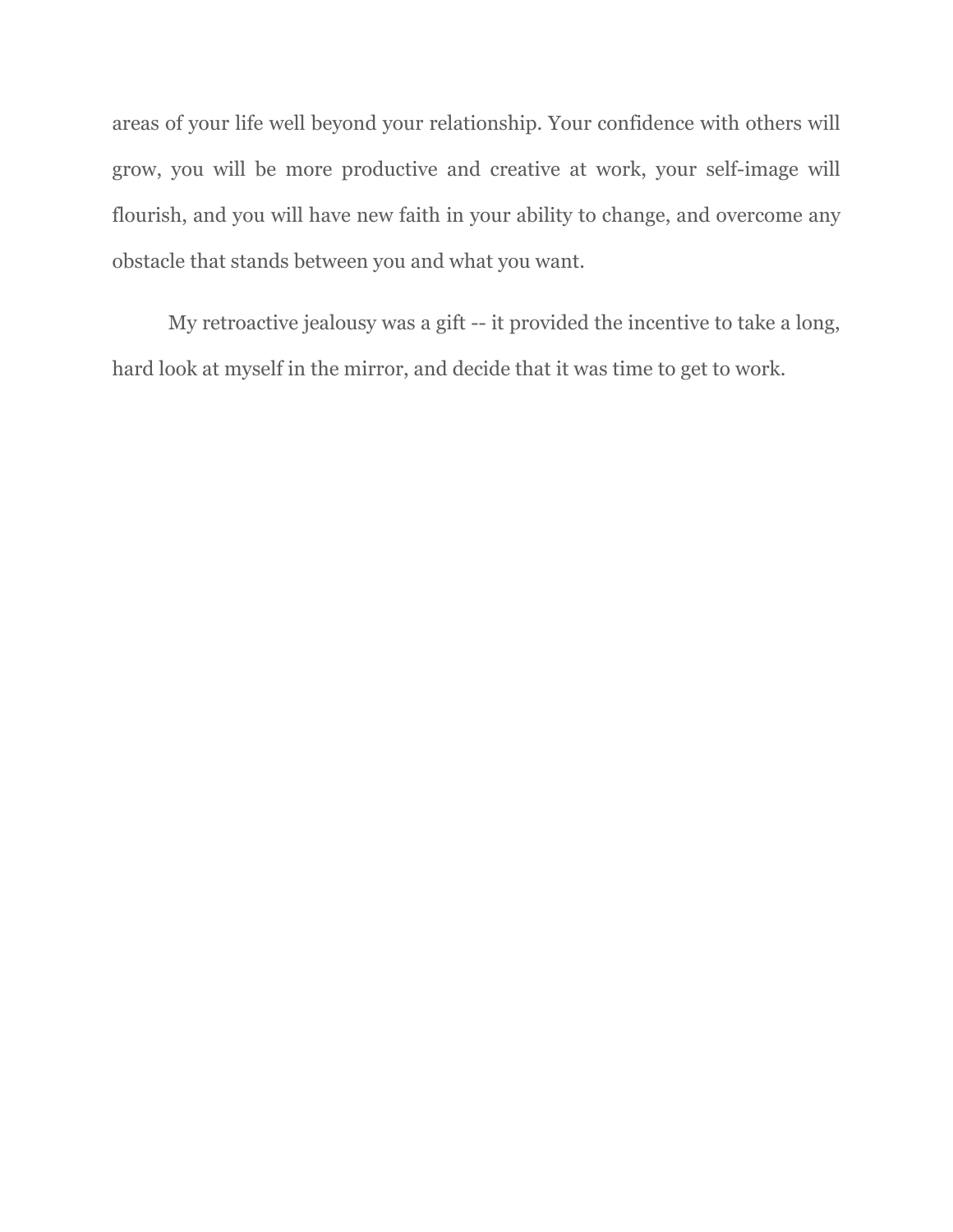areas of your life well beyond your relationship. Your confidence with others will grow, you will be more productive and creative at work, your self-image will flourish, and you will have new faith in your ability to change, and overcome any obstacle that stands between you and what you want.

My retroactive jealousy was a gift -- it provided the incentive to take a long, hard look at myself in the mirror, and decide that it was time to get to work.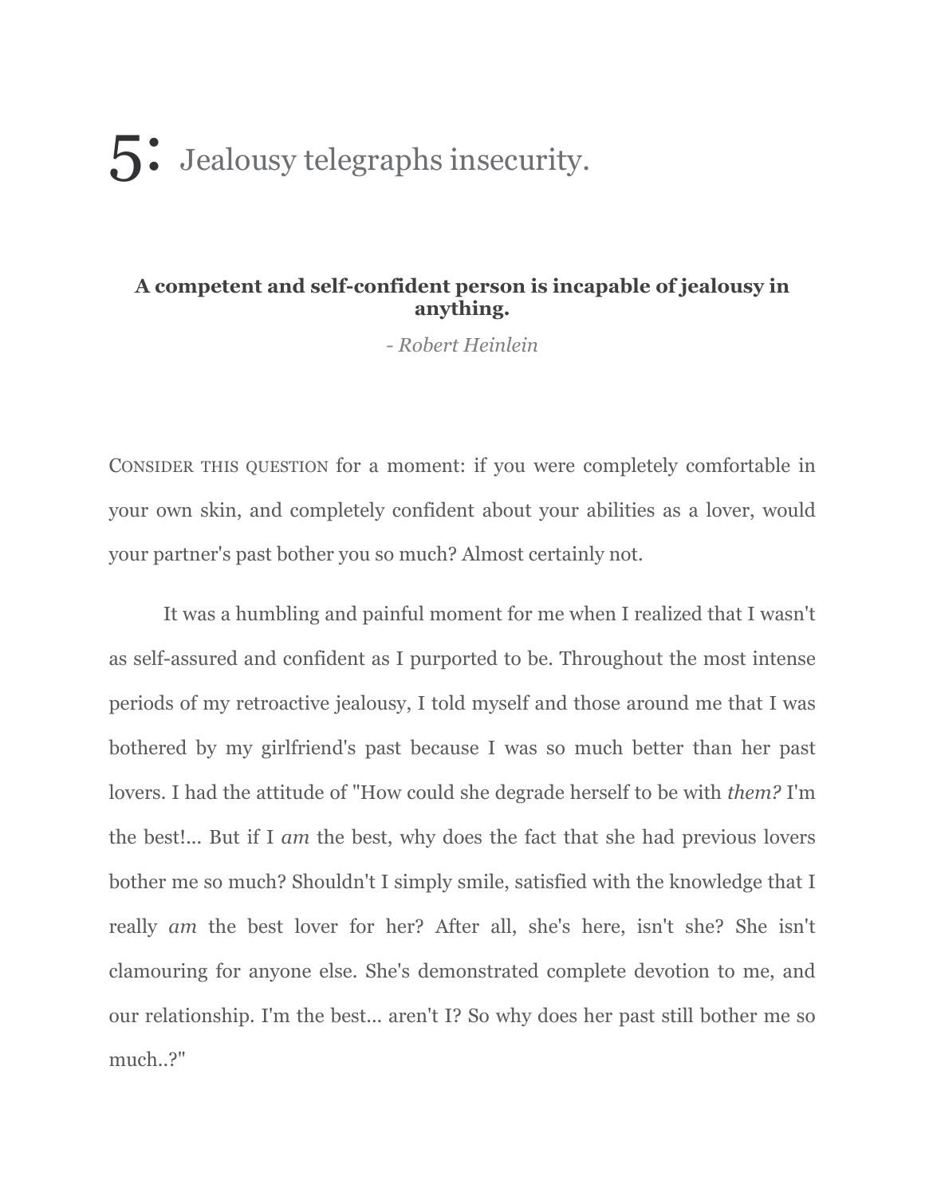# 5: Jealousy telegraphs insecurity.

**A competent and self-confident person is incapable of jealousy in anything.**

*- Robert Heinlein*

CONSIDER THIS QUESTION for a moment: if you were completely comfortable in your own skin, and completely confident about your abilities as a lover, would your partner's past bother you so much? Almost certainly not.

It was a humbling and painful moment for me when I realized that I wasn't as self-assured and confident as I purported to be. Throughout the most intense periods of my retroactive jealousy, I told myself and those around me that I was bothered by my girlfriend's past because I was so much better than her past lovers. I had the attitude of "How could she degrade herself to be with *them?* I'm the best!... But if I *am* the best, why does the fact that she had previous lovers bother me so much? Shouldn't I simply smile, satisfied with the knowledge that I really *am* the best lover for her? After all, she's here, isn't she? She isn't clamouring for anyone else. She's demonstrated complete devotion to me, and our relationship. I'm the best... aren't I? So why does her past still bother me so much..?"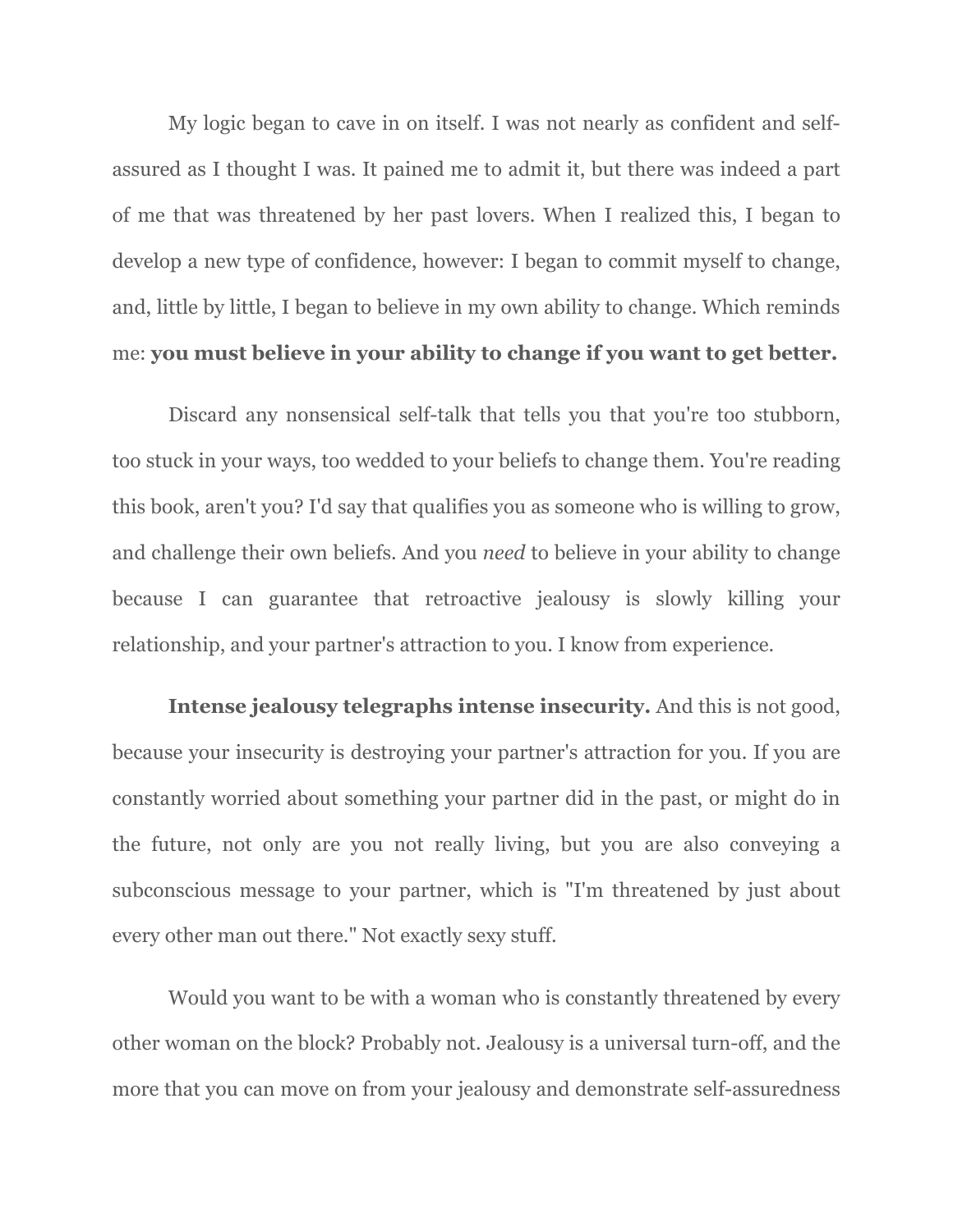My logic began to cave in on itself. I was not nearly as confident and self-assured as I thought I was. It pained me to admit it, but there was indeed a part of me that was threatened by her past lovers. When I realized this, I began to develop a new type of confidence, however: I began to commit myself to change, and, little by little, I began to believe in my own ability to change. Which reminds me: **you must believe in your ability to change if you want to get better.**

Discard any nonsensical self-talk that tells you that you're too stubborn, too stuck in your ways, too wedded to your beliefs to change them. You're reading this book, aren't you? I'd say that qualifies you as someone who is willing to grow, and challenge their own beliefs. And you *need* to believe in your ability to change because I can guarantee that retroactive jealousy is slowly killing your relationship, and your partner's attraction to you. I know from experience.

**Intense jealousy telegraphs intense insecurity.** And this is not good, because your insecurity is destroying your partner's attraction for you. If you are constantly worried about something your partner did in the past, or might do in the future, not only are you not really living, but you are also conveying a subconscious message to your partner, which is "I'm threatened by just about every other man out there." Not exactly sexy stuff.

Would you want to be with a woman who is constantly threatened by every other woman on the block? Probably not. Jealousy is a universal turn-off, and the more that you can move on from your jealousy and demonstrate self-assuredness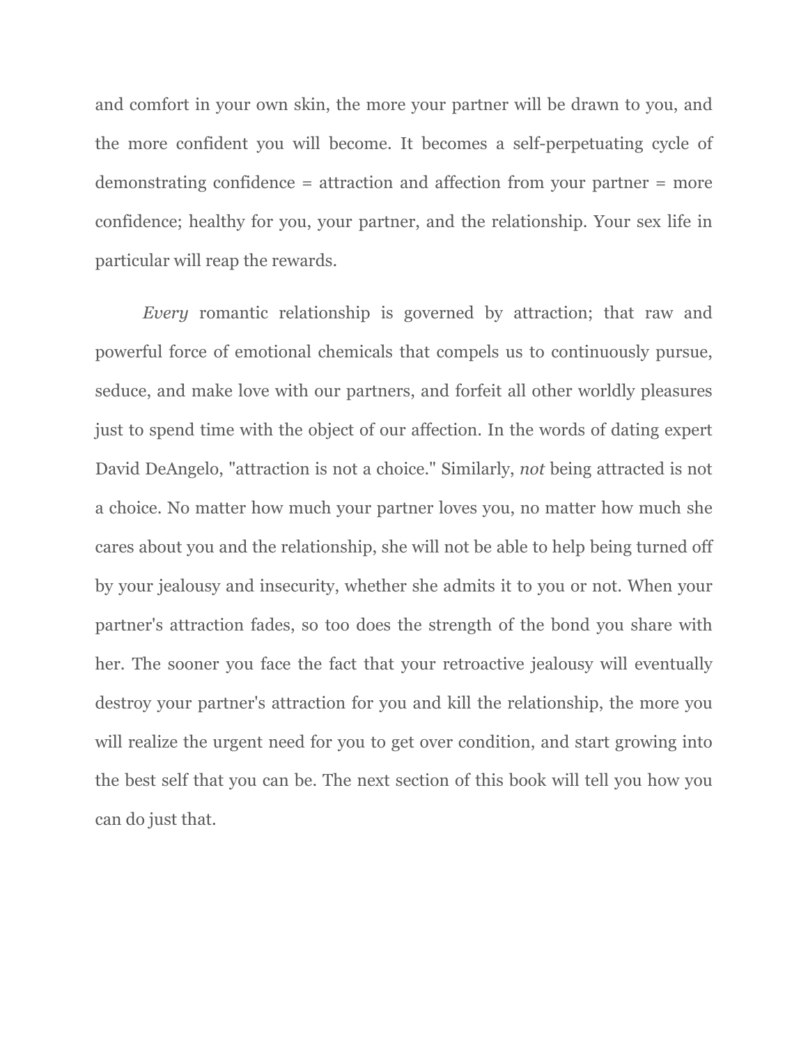and comfort in your own skin, the more your partner will be drawn to you, and the more confident you will become. It becomes a self-perpetuating cycle of demonstrating confidence = attraction and affection from your partner = more confidence; healthy for you, your partner, and the relationship. Your sex life in particular will reap the rewards.

*Every* romantic relationship is governed by attraction; that raw and powerful force of emotional chemicals that compels us to continuously pursue, seduce, and make love with our partners, and forfeit all other worldly pleasures just to spend time with the object of our affection. In the words of dating expert David DeAngelo, "attraction is not a choice." Similarly, *not* being attracted is not a choice. No matter how much your partner loves you, no matter how much she cares about you and the relationship, she will not be able to help being turned off by your jealousy and insecurity, whether she admits it to you or not. When your partner's attraction fades, so too does the strength of the bond you share with her. The sooner you face the fact that your retroactive jealousy will eventually destroy your partner's attraction for you and kill the relationship, the more you will realize the urgent need for you to get over condition, and start growing into the best self that you can be. The next section of this book will tell you how you can do just that.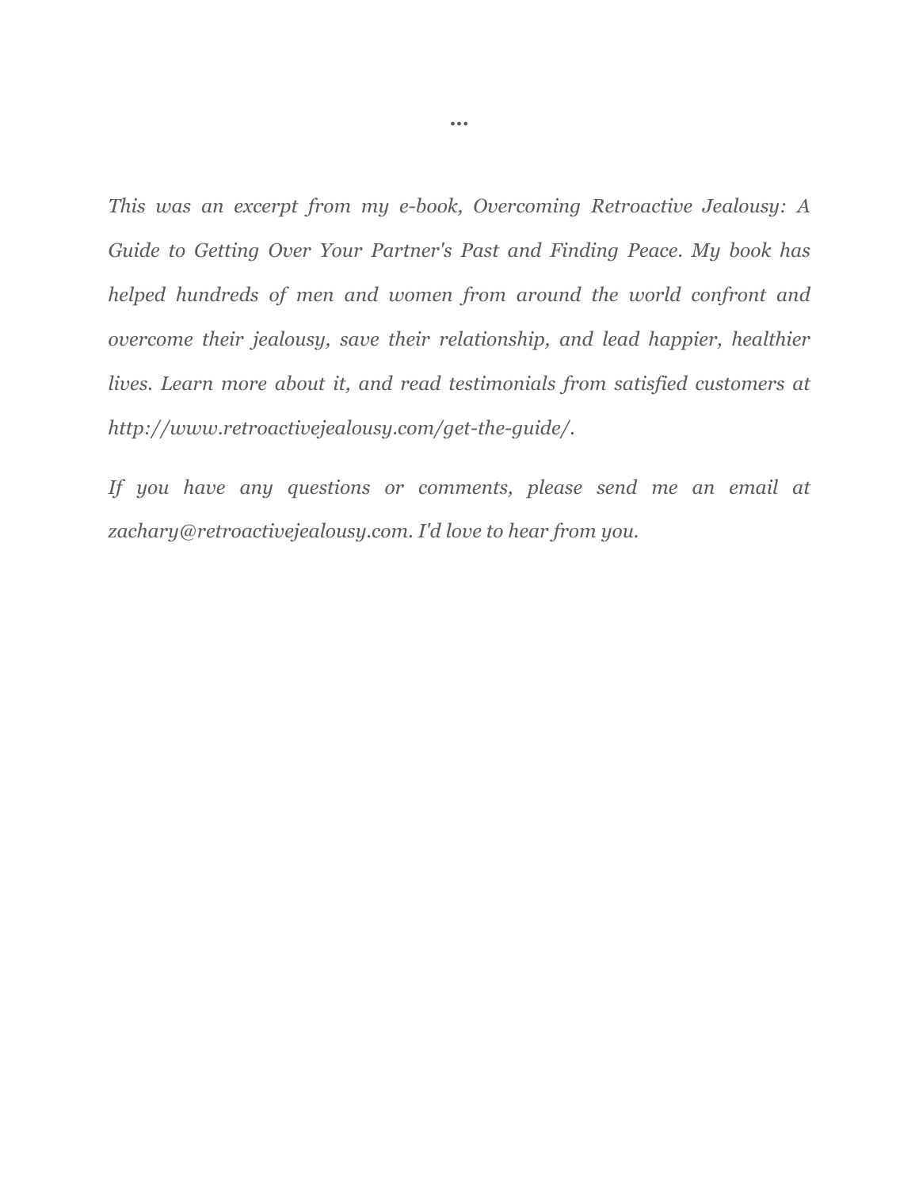...

*This was an excerpt from my e-book, Overcoming Retroactive Jealousy: A Guide to Getting Over Your Partner's Past and Finding Peace. My book has helped hundreds of men and women from around the world confront and overcome their jealousy, save their relationship, and lead happier, healthier lives. Learn more about it, and read testimonials from satisfied customers at http://www.retroactivejealousy.com/get-the-guide/.*

*If you have any questions or comments, please send me an email at zachary@retroactivejealousy.com. I'd love to hear from you.*